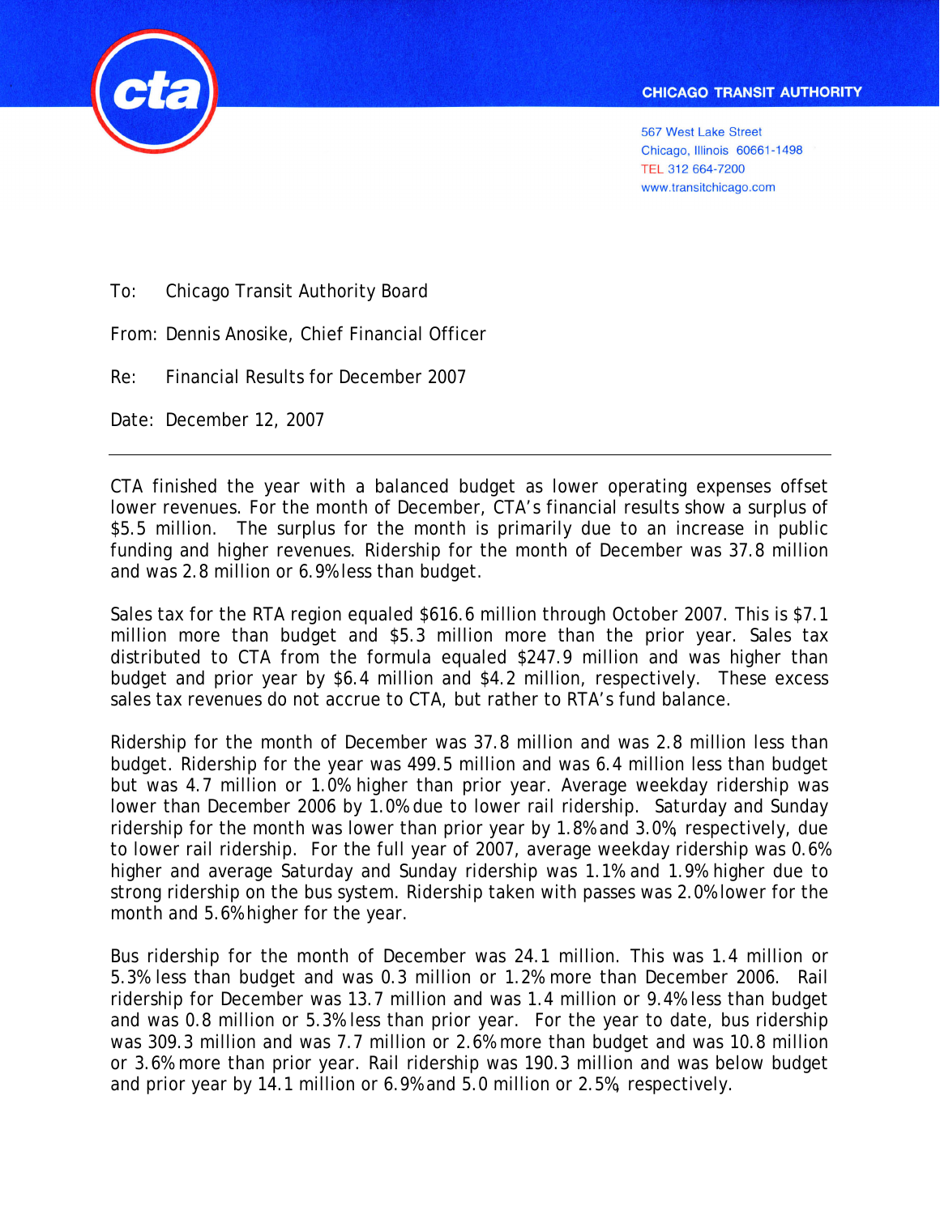CHICAGO TRANSIT AUTHORITY

567 West Lake Street
Chicago, Illinois 60661-1498
TEL 312 664-7200
www.transitchicago.com

To: Chicago Transit Authority Board

From: Dennis Anosike, Chief Financial Officer

Re: Financial Results for December 2007

Date: December 12, 2007

---

CTA finished the year with a balanced budget as lower operating expenses offset lower revenues. For the month of December, CTA's financial results show a surplus of $5.5 million. The surplus for the month is primarily due to an increase in public funding and higher revenues. Ridership for the month of December was 37.8 million and was 2.8 million or 6.9% less than budget.

Sales tax for the RTA region equaled $616.6 million through October 2007. This is $7.1 million more than budget and $5.3 million more than the prior year. Sales tax distributed to CTA from the formula equaled $247.9 million and was higher than budget and prior year by $6.4 million and $4.2 million, respectively. These excess sales tax revenues do not accrue to CTA, but rather to RTA's fund balance.

Ridership for the month of December was 37.8 million and was 2.8 million less than budget. Ridership for the year was 499.5 million and was 6.4 million less than budget but was 4.7 million or 1.0% higher than prior year. Average weekday ridership was lower than December 2006 by 1.0% due to lower rail ridership. Saturday and Sunday ridership for the month was lower than prior year by 1.8% and 3.0%, respectively, due to lower rail ridership. For the full year of 2007, average weekday ridership was 0.6% higher and average Saturday and Sunday ridership was 1.1% and 1.9% higher due to strong ridership on the bus system. Ridership taken with passes was 2.0% lower for the month and 5.6% higher for the year.

Bus ridership for the month of December was 24.1 million. This was 1.4 million or 5.3% less than budget and was 0.3 million or 1.2% more than December 2006. Rail ridership for December was 13.7 million and was 1.4 million or 9.4% less than budget and was 0.8 million or 5.3% less than prior year. For the year to date, bus ridership was 309.3 million and was 7.7 million or 2.6% more than budget and was 10.8 million or 3.6% more than prior year. Rail ridership was 190.3 million and was below budget and prior year by 14.1 million or 6.9% and 5.0 million or 2.5%, respectively.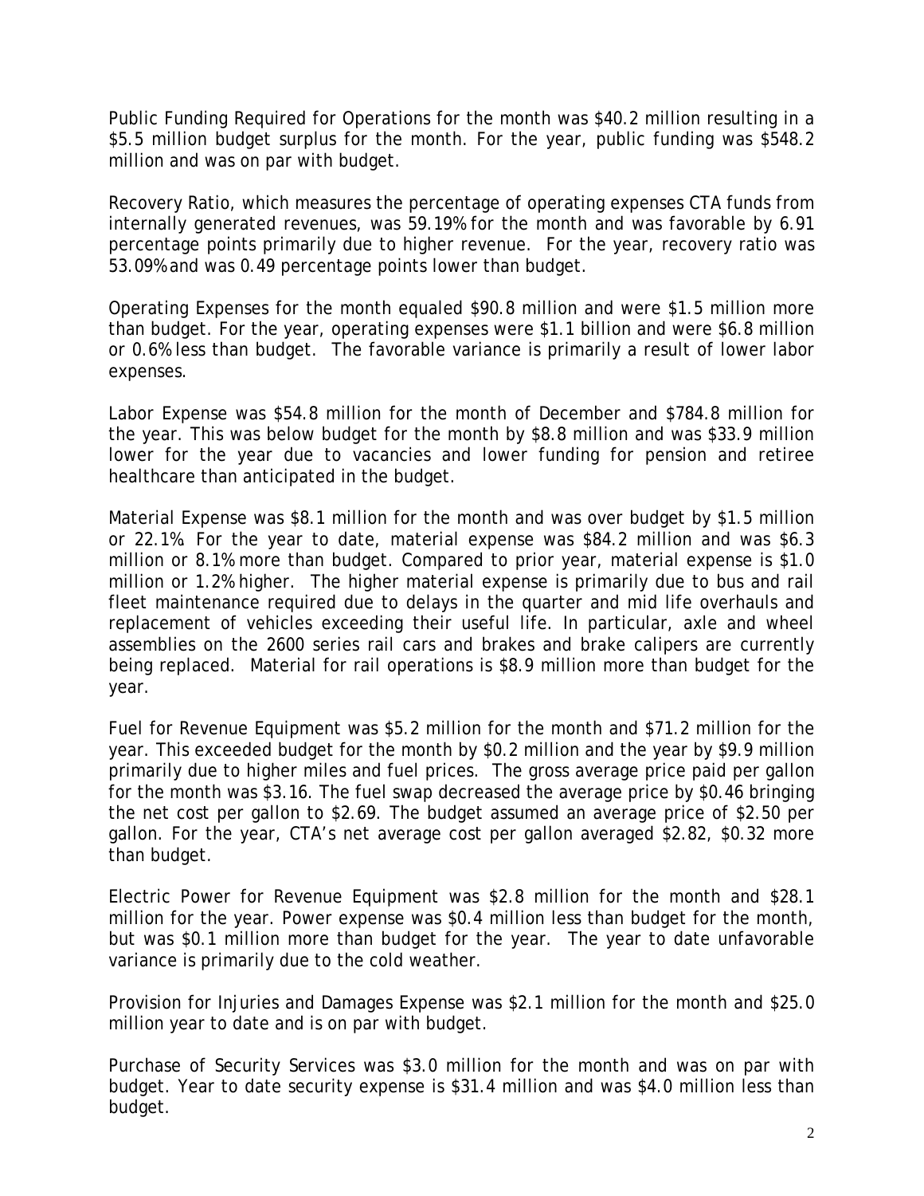Public Funding Required for Operations for the month was $40.2 million resulting in a $5.5 million budget surplus for the month. For the year, public funding was $548.2 million and was on par with budget.

Recovery Ratio, which measures the percentage of operating expenses CTA funds from internally generated revenues, was 59.19% for the month and was favorable by 6.91 percentage points primarily due to higher revenue. For the year, recovery ratio was 53.09% and was 0.49 percentage points lower than budget.

Operating Expenses for the month equaled $90.8 million and were $1.5 million more than budget. For the year, operating expenses were $1.1 billion and were $6.8 million or 0.6% less than budget. The favorable variance is primarily a result of lower labor expenses.

Labor Expense was $54.8 million for the month of December and $784.8 million for the year. This was below budget for the month by $8.8 million and was $33.9 million lower for the year due to vacancies and lower funding for pension and retiree healthcare than anticipated in the budget.

Material Expense was $8.1 million for the month and was over budget by $1.5 million or 22.1%. For the year to date, material expense was $84.2 million and was $6.3 million or 8.1% more than budget. Compared to prior year, material expense is $1.0 million or 1.2% higher. The higher material expense is primarily due to bus and rail fleet maintenance required due to delays in the quarter and mid life overhauls and replacement of vehicles exceeding their useful life. In particular, axle and wheel assemblies on the 2600 series rail cars and brakes and brake calipers are currently being replaced. Material for rail operations is $8.9 million more than budget for the year.

Fuel for Revenue Equipment was $5.2 million for the month and $71.2 million for the year. This exceeded budget for the month by $0.2 million and the year by $9.9 million primarily due to higher miles and fuel prices. The gross average price paid per gallon for the month was $3.16. The fuel swap decreased the average price by $0.46 bringing the net cost per gallon to $2.69. The budget assumed an average price of $2.50 per gallon. For the year, CTA's net average cost per gallon averaged $2.82, $0.32 more than budget.

Electric Power for Revenue Equipment was $2.8 million for the month and $28.1 million for the year. Power expense was $0.4 million less than budget for the month, but was $0.1 million more than budget for the year. The year to date unfavorable variance is primarily due to the cold weather.

Provision for Injuries and Damages Expense was $2.1 million for the month and $25.0 million year to date and is on par with budget.

Purchase of Security Services was $3.0 million for the month and was on par with budget. Year to date security expense is $31.4 million and was $4.0 million less than budget.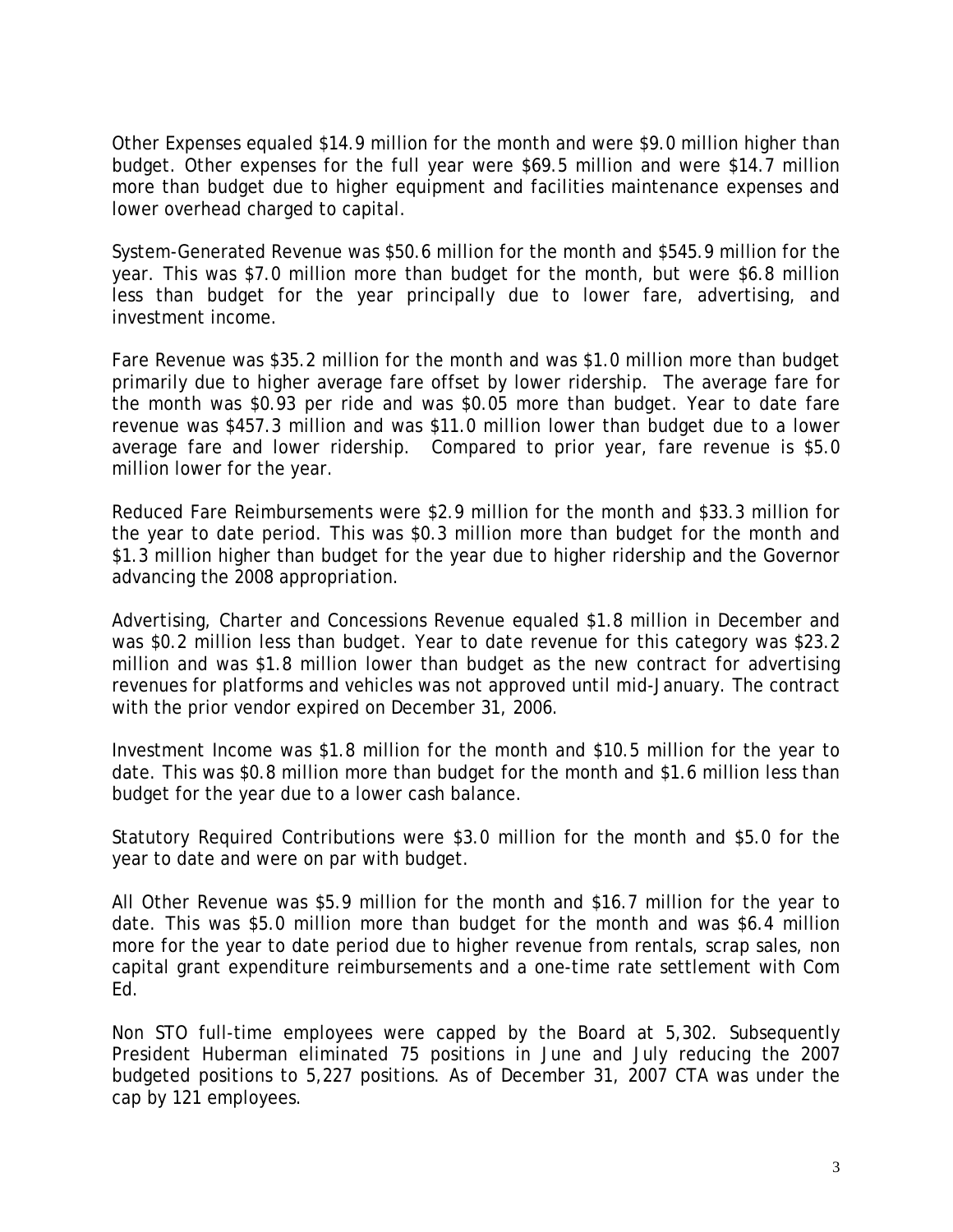Other Expenses equaled $14.9 million for the month and were $9.0 million higher than budget. Other expenses for the full year were $69.5 million and were $14.7 million more than budget due to higher equipment and facilities maintenance expenses and lower overhead charged to capital.

System-Generated Revenue was $50.6 million for the month and $545.9 million for the year. This was $7.0 million more than budget for the month, but were $6.8 million less than budget for the year principally due to lower fare, advertising, and investment income.

Fare Revenue was $35.2 million for the month and was $1.0 million more than budget primarily due to higher average fare offset by lower ridership. The average fare for the month was $0.93 per ride and was $0.05 more than budget. Year to date fare revenue was $457.3 million and was $11.0 million lower than budget due to a lower average fare and lower ridership. Compared to prior year, fare revenue is $5.0 million lower for the year.

Reduced Fare Reimbursements were $2.9 million for the month and $33.3 million for the year to date period. This was $0.3 million more than budget for the month and $1.3 million higher than budget for the year due to higher ridership and the Governor advancing the 2008 appropriation.

Advertising, Charter and Concessions Revenue equaled $1.8 million in December and was $0.2 million less than budget. Year to date revenue for this category was $23.2 million and was $1.8 million lower than budget as the new contract for advertising revenues for platforms and vehicles was not approved until mid-January. The contract with the prior vendor expired on December 31, 2006.

Investment Income was $1.8 million for the month and $10.5 million for the year to date. This was $0.8 million more than budget for the month and $1.6 million less than budget for the year due to a lower cash balance.

Statutory Required Contributions were $3.0 million for the month and $5.0 for the year to date and were on par with budget.

All Other Revenue was $5.9 million for the month and $16.7 million for the year to date. This was $5.0 million more than budget for the month and was $6.4 million more for the year to date period due to higher revenue from rentals, scrap sales, non capital grant expenditure reimbursements and a one-time rate settlement with Com Ed.

Non STO full-time employees were capped by the Board at 5,302. Subsequently President Huberman eliminated 75 positions in June and July reducing the 2007 budgeted positions to 5,227 positions. As of December 31, 2007 CTA was under the cap by 121 employees.